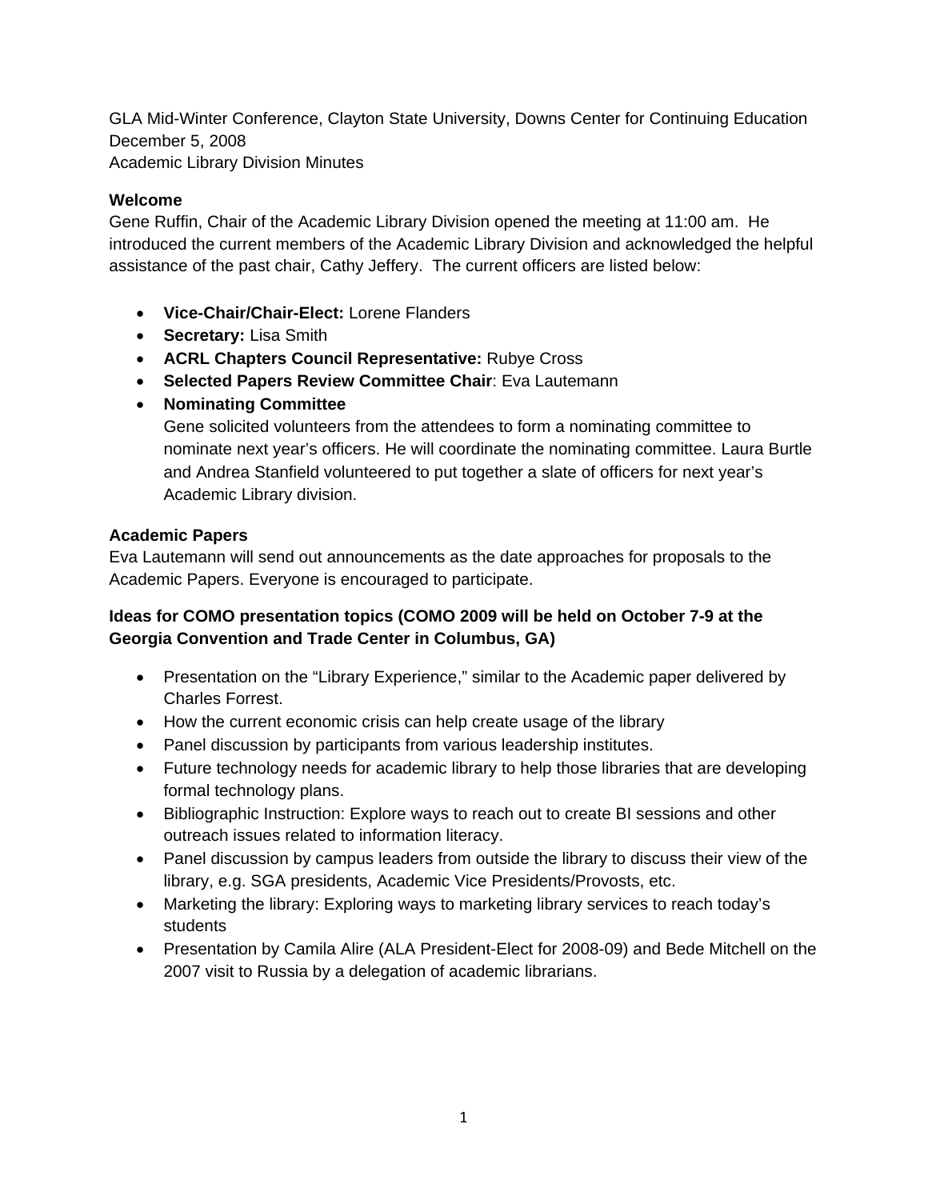GLA Mid-Winter Conference, Clayton State University, Downs Center for Continuing Education
December 5, 2008
Academic Library Division Minutes

**Welcome**
Gene Ruffin, Chair of the Academic Library Division opened the meeting at 11:00 am. He introduced the current members of the Academic Library Division and acknowledged the helpful assistance of the past chair, Cathy Jeffery. The current officers are listed below:

- **Vice-Chair/Chair-Elect:** Lorene Flanders
- **Secretary:** Lisa Smith
- **ACRL Chapters Council Representative:** Rubye Cross
- **Selected Papers Review Committee Chair**: Eva Lautemann
- **Nominating Committee**
  Gene solicited volunteers from the attendees to form a nominating committee to nominate next year's officers. He will coordinate the nominating committee. Laura Burtle and Andrea Stanfield volunteered to put together a slate of officers for next year's Academic Library division.

**Academic Papers**
Eva Lautemann will send out announcements as the date approaches for proposals to the Academic Papers. Everyone is encouraged to participate.

**Ideas for COMO presentation topics (COMO 2009 will be held on October 7-9 at the Georgia Convention and Trade Center in Columbus, GA)**

- Presentation on the "Library Experience," similar to the Academic paper delivered by Charles Forrest.
- How the current economic crisis can help create usage of the library
- Panel discussion by participants from various leadership institutes.
- Future technology needs for academic library to help those libraries that are developing formal technology plans.
- Bibliographic Instruction: Explore ways to reach out to create BI sessions and other outreach issues related to information literacy.
- Panel discussion by campus leaders from outside the library to discuss their view of the library, e.g. SGA presidents, Academic Vice Presidents/Provosts, etc.
- Marketing the library: Exploring ways to marketing library services to reach today's students
- Presentation by Camila Alire (ALA President-Elect for 2008-09) and Bede Mitchell on the 2007 visit to Russia by a delegation of academic librarians.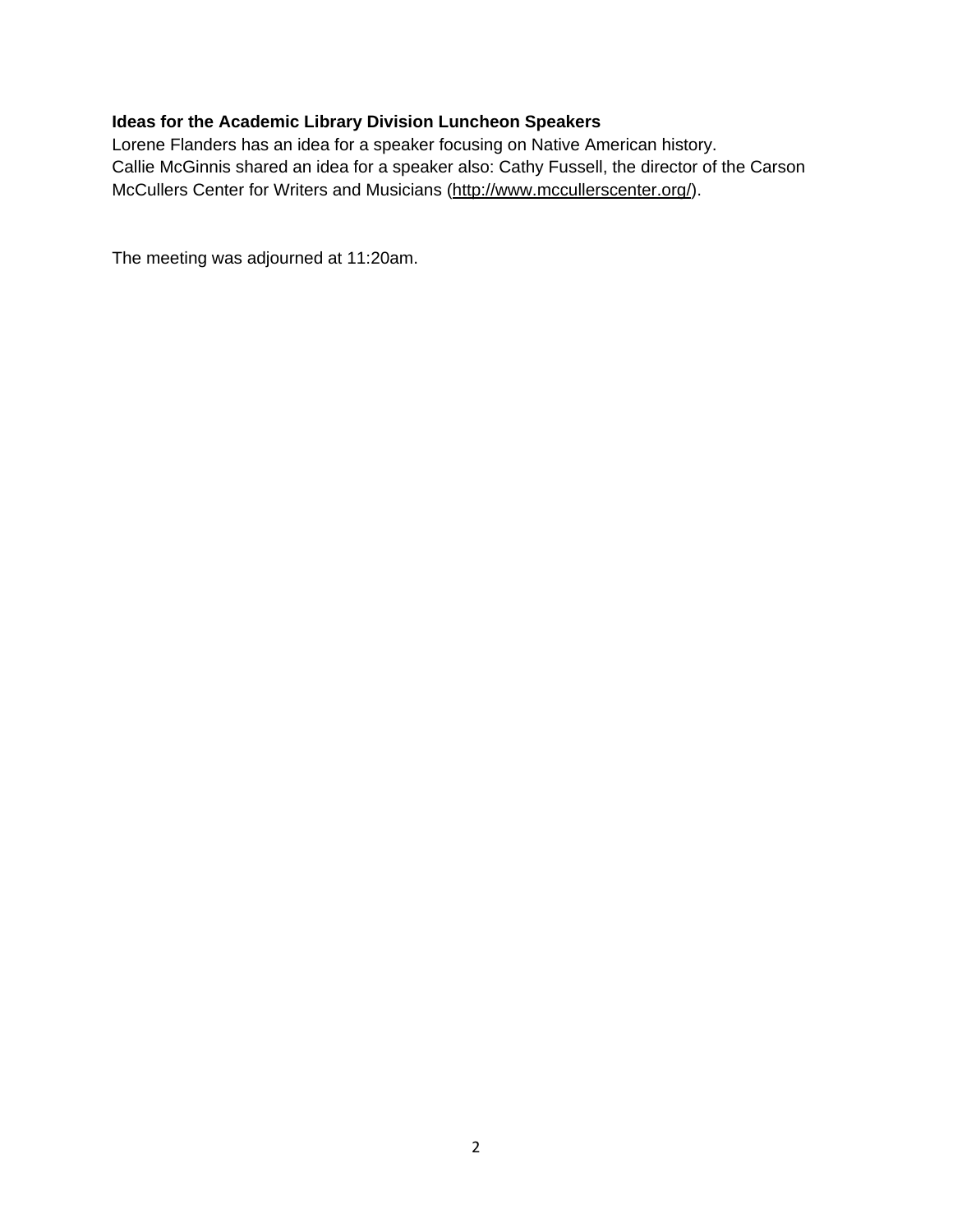**Ideas for the Academic Library Division Luncheon Speakers**

Lorene Flanders has an idea for a speaker focusing on Native American history.
Callie McGinnis shared an idea for a speaker also: Cathy Fussell, the director of the Carson McCullers Center for Writers and Musicians (http://www.mccullerscenter.org/).

The meeting was adjourned at 11:20am.